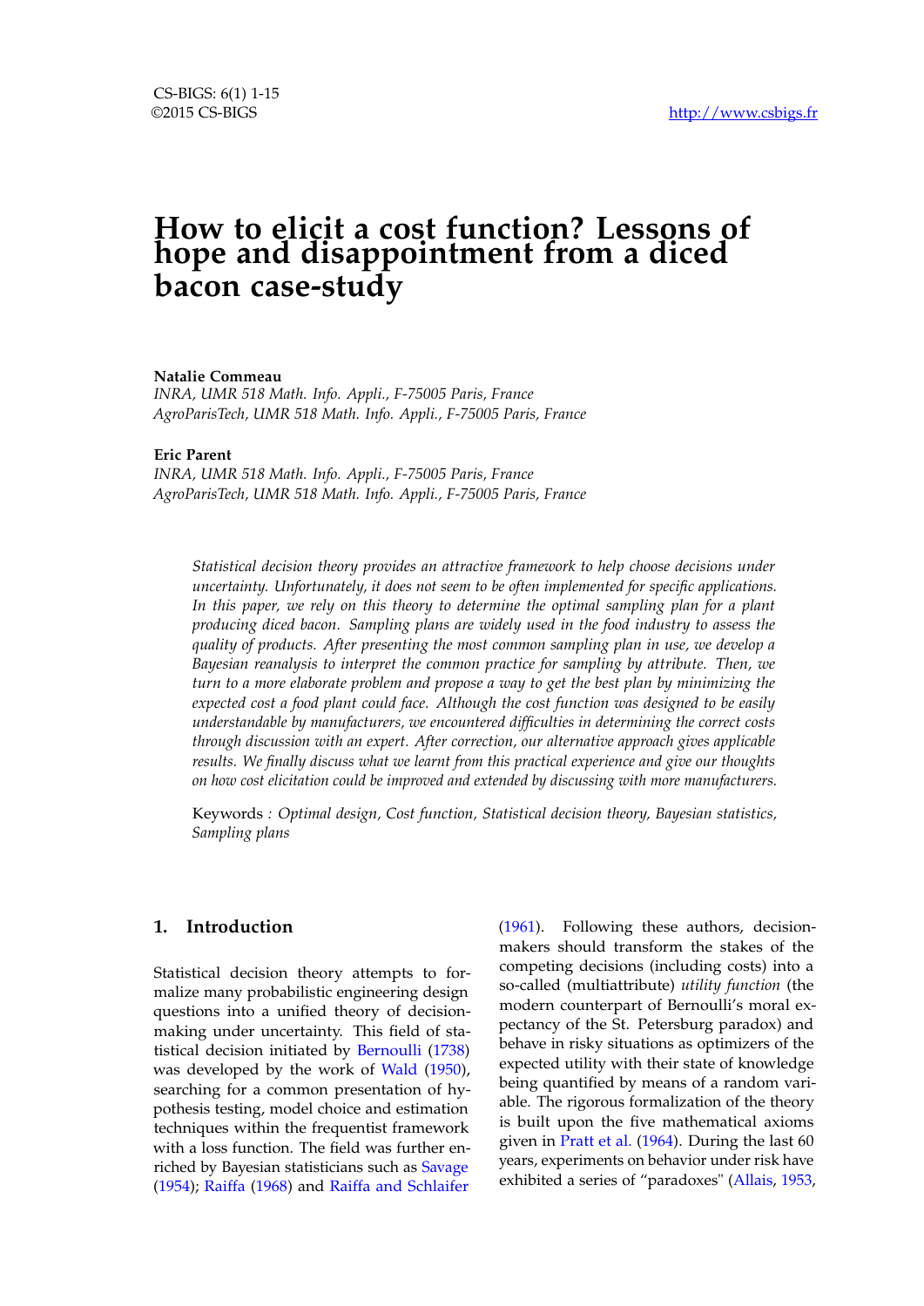# How to elicit a cost function? Lessons of hope and disappointment from a diced bacon case-study

**Natalie Commeau**
*INRA, UMR 518 Math. Info. Appli., F-75005 Paris, France*
*AgroParisTech, UMR 518 Math. Info. Appli., F-75005 Paris, France*

**Eric Parent**
*INRA, UMR 518 Math. Info. Appli., F-75005 Paris, France*
*AgroParisTech, UMR 518 Math. Info. Appli., F-75005 Paris, France*

*Statistical decision theory provides an attractive framework to help choose decisions under uncertainty. Unfortunately, it does not seem to be often implemented for specific applications. In this paper, we rely on this theory to determine the optimal sampling plan for a plant producing diced bacon. Sampling plans are widely used in the food industry to assess the quality of products. After presenting the most common sampling plan in use, we develop a Bayesian reanalysis to interpret the common practice for sampling by attribute. Then, we turn to a more elaborate problem and propose a way to get the best plan by minimizing the expected cost a food plant could face. Although the cost function was designed to be easily understandable by manufacturers, we encountered difficulties in determining the correct costs through discussion with an expert. After correction, our alternative approach gives applicable results. We finally discuss what we learnt from this practical experience and give our thoughts on how cost elicitation could be improved and extended by discussing with more manufacturers.*

Keywords *: Optimal design, Cost function, Statistical decision theory, Bayesian statistics, Sampling plans*

## 1. Introduction

Statistical decision theory attempts to formalize many probabilistic engineering design questions into a unified theory of decision-making under uncertainty. This field of statistical decision initiated by Bernoulli (1738) was developed by the work of Wald (1950), searching for a common presentation of hypothesis testing, model choice and estimation techniques within the frequentist framework with a loss function. The field was further enriched by Bayesian statisticians such as Savage (1954); Raiffa (1968) and Raiffa and Schlaifer (1961). Following these authors, decision-makers should transform the stakes of the competing decisions (including costs) into a so-called (multiattribute) *utility function* (the modern counterpart of Bernoulli's moral expectancy of the St. Petersburg paradox) and behave in risky situations as optimizers of the expected utility with their state of knowledge being quantified by means of a random variable. The rigorous formalization of the theory is built upon the five mathematical axioms given in Pratt et al. (1964). During the last 60 years, experiments on behavior under risk have exhibited a series of "paradoxes" (Allais, 1953,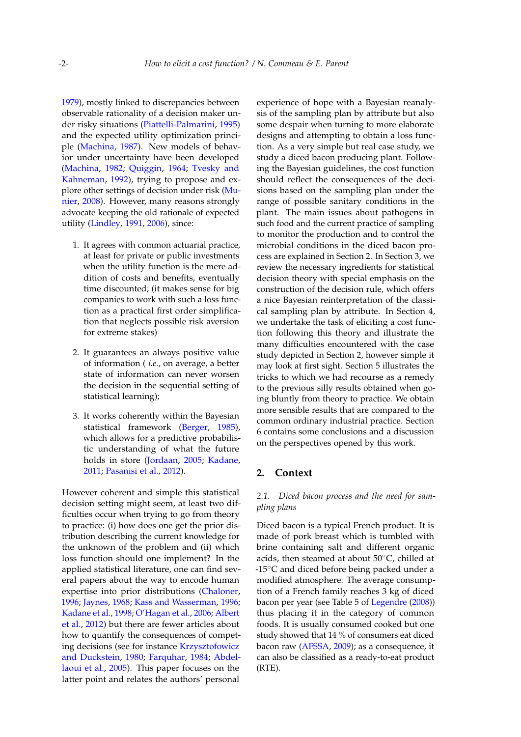1979), mostly linked to discrepancies between observable rationality of a decision maker under risky situations (Piattelli-Palmarini, 1995) and the expected utility optimization principle (Machina, 1987). New models of behavior under uncertainty have been developed (Machina, 1982; Quiggin, 1964; Tvesky and Kahneman, 1992), trying to propose and explore other settings of decision under risk (Munier, 2008). However, many reasons strongly advocate keeping the old rationale of expected utility (Lindley, 1991, 2006), since:

1. It agrees with common actuarial practice, at least for private or public investments when the utility function is the mere addition of costs and benefits, eventually time discounted; (it makes sense for big companies to work with such a loss function as a practical first order simplification that neglects possible risk aversion for extreme stakes)
2. It guarantees an always positive value of information ( *i.e.*, on average, a better state of information can never worsen the decision in the sequential setting of statistical learning);
3. It works coherently within the Bayesian statistical framework (Berger, 1985), which allows for a predictive probabilistic understanding of what the future holds in store (Jordaan, 2005; Kadane, 2011; Pasanisi et al., 2012).

However coherent and simple this statistical decision setting might seem, at least two difficulties occur when trying to go from theory to practice: (i) how does one get the prior distribution describing the current knowledge for the unknown of the problem and (ii) which loss function should one implement? In the applied statistical literature, one can find several papers about how to encode human expertise into prior distributions (Chaloner, 1996; Jaynes, 1968; Kass and Wasserman, 1996; Kadane et al., 1998; O'Hagan et al., 2006; Albert et al., 2012) but there are fewer articles about how to quantify the consequences of competing decisions (see for instance Krzysztofowicz and Duckstein, 1980; Farquhar, 1984; Abdellaoui et al., 2005). This paper focuses on the latter point and relates the authors' personal experience of hope with a Bayesian reanalysis of the sampling plan by attribute but also some despair when turning to more elaborate designs and attempting to obtain a loss function. As a very simple but real case study, we study a diced bacon producing plant. Following the Bayesian guidelines, the cost function should reflect the consequences of the decisions based on the sampling plan under the range of possible sanitary conditions in the plant. The main issues about pathogens in such food and the current practice of sampling to monitor the production and to control the microbial conditions in the diced bacon process are explained in Section 2. In Section 3, we review the necessary ingredients for statistical decision theory with special emphasis on the construction of the decision rule, which offers a nice Bayesian reinterpretation of the classical sampling plan by attribute. In Section 4, we undertake the task of eliciting a cost function following this theory and illustrate the many difficulties encountered with the case study depicted in Section 2, however simple it may look at first sight. Section 5 illustrates the tricks to which we had recourse as a remedy to the previous silly results obtained when going bluntly from theory to practice. We obtain more sensible results that are compared to the common ordinary industrial practice. Section 6 contains some conclusions and a discussion on the perspectives opened by this work.

## 2. Context

### 2.1. Diced bacon process and the need for sampling plans

Diced bacon is a typical French product. It is made of pork breast which is tumbled with brine containing salt and different organic acids, then steamed at about 50°C, chilled at -15°C and diced before being packed under a modified atmosphere. The average consumption of a French family reaches 3 kg of diced bacon per year (see Table 5 of Legendre (2008)) thus placing it in the category of common foods. It is usually consumed cooked but one study showed that 14 % of consumers eat diced bacon raw (AFSSA, 2009); as a consequence, it can also be classified as a ready-to-eat product (RTE).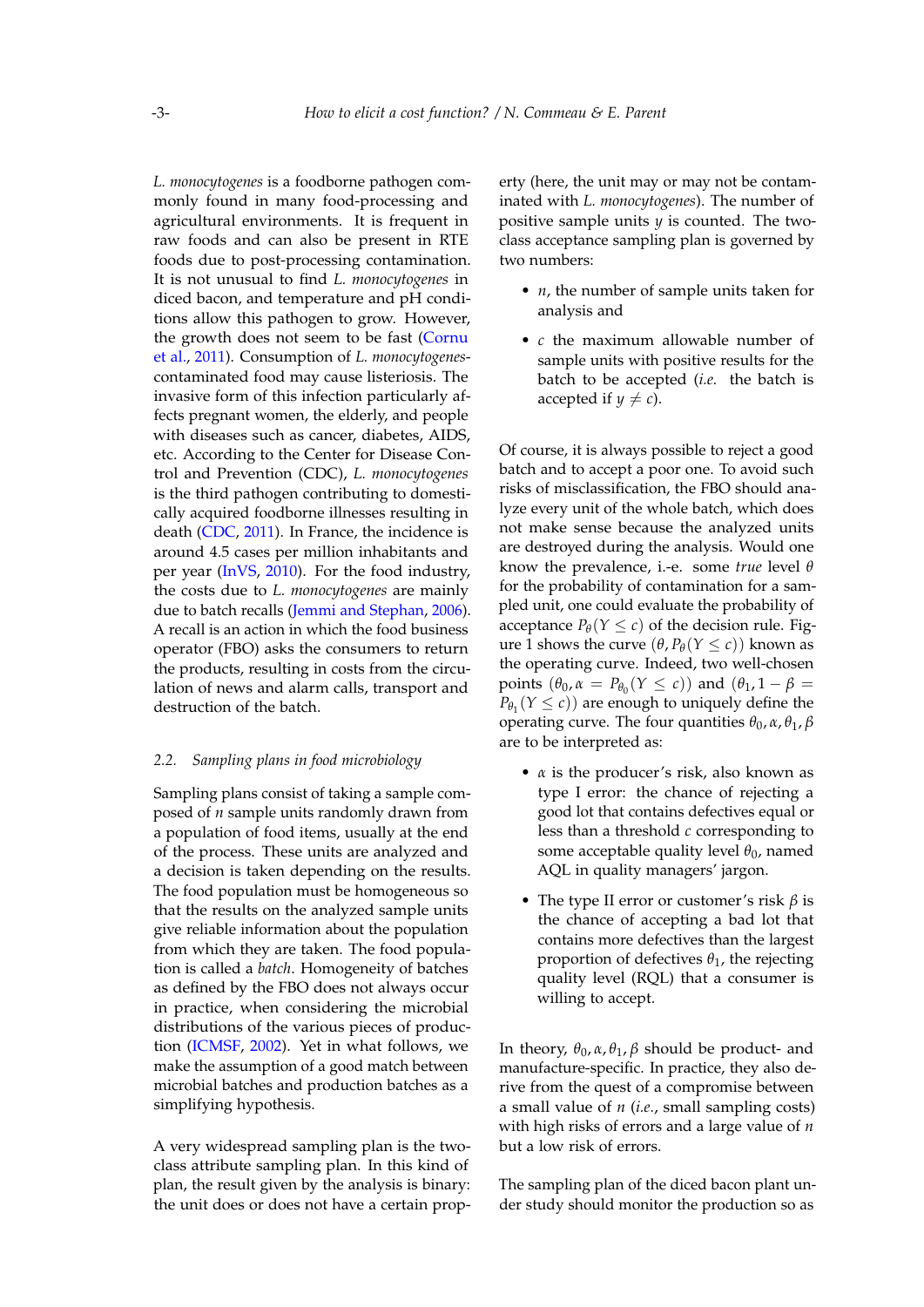*L. monocytogenes* is a foodborne pathogen commonly found in many food-processing and agricultural environments. It is frequent in raw foods and can also be present in RTE foods due to post-processing contamination. It is not unusual to find *L. monocytogenes* in diced bacon, and temperature and pH conditions allow this pathogen to grow. However, the growth does not seem to be fast (Cornu et al., 2011). Consumption of *L. monocytogenes*-contaminated food may cause listeriosis. The invasive form of this infection particularly affects pregnant women, the elderly, and people with diseases such as cancer, diabetes, AIDS, etc. According to the Center for Disease Control and Prevention (CDC), *L. monocytogenes* is the third pathogen contributing to domestically acquired foodborne illnesses resulting in death (CDC, 2011). In France, the incidence is around 4.5 cases per million inhabitants and per year (InVS, 2010). For the food industry, the costs due to *L. monocytogenes* are mainly due to batch recalls (Jemmi and Stephan, 2006). A recall is an action in which the food business operator (FBO) asks the consumers to return the products, resulting in costs from the circulation of news and alarm calls, transport and destruction of the batch.

### 2.2. *Sampling plans in food microbiology*

Sampling plans consist of taking a sample composed of $n$ sample units randomly drawn from a population of food items, usually at the end of the process. These units are analyzed and a decision is taken depending on the results. The food population must be homogeneous so that the results on the analyzed sample units give reliable information about the population from which they are taken. The food population is called a *batch*. Homogeneity of batches as defined by the FBO does not always occur in practice, when considering the microbial distributions of the various pieces of production (ICMSF, 2002). Yet in what follows, we make the assumption of a good match between microbial batches and production batches as a simplifying hypothesis.

A very widespread sampling plan is the two-class attribute sampling plan. In this kind of plan, the result given by the analysis is binary: the unit does or does not have a certain property (here, the unit may or may not be contaminated with *L. monocytogenes*). The number of positive sample units $y$ is counted. The two-class acceptance sampling plan is governed by two numbers:

- $n$, the number of sample units taken for analysis and
- $c$ the maximum allowable number of sample units with positive results for the batch to be accepted (*i.e.* the batch is accepted if $y \neq c$).

Of course, it is always possible to reject a good batch and to accept a poor one. To avoid such risks of misclassification, the FBO should analyze every unit of the whole batch, which does not make sense because the analyzed units are destroyed during the analysis. Would one know the prevalence, i.-e. some *true* level $\theta$ for the probability of contamination for a sampled unit, one could evaluate the probability of acceptance $P_\theta(Y \leq c)$ of the decision rule. Figure 1 shows the curve $(\theta, P_\theta(Y \leq c))$ known as the operating curve. Indeed, two well-chosen points $(\theta_0, \alpha = P_{\theta_0}(Y \leq c))$ and $(\theta_1, 1-\beta = P_{\theta_1}(Y \leq c))$ are enough to uniquely define the operating curve. The four quantities $\theta_0, \alpha, \theta_1, \beta$ are to be interpreted as:

- $\alpha$ is the producer's risk, also known as type I error: the chance of rejecting a good lot that contains defectives equal or less than a threshold $c$ corresponding to some acceptable quality level $\theta_0$, named AQL in quality managers' jargon.
- The type II error or customer's risk $\beta$ is the chance of accepting a bad lot that contains more defectives than the largest proportion of defectives $\theta_1$, the rejecting quality level (RQL) that a consumer is willing to accept.

In theory, $\theta_0, \alpha, \theta_1, \beta$ should be product- and manufacture-specific. In practice, they also derive from the quest of a compromise between a small value of $n$ (*i.e.*, small sampling costs) with high risks of errors and a large value of $n$ but a low risk of errors.

The sampling plan of the diced bacon plant under study should monitor the production so as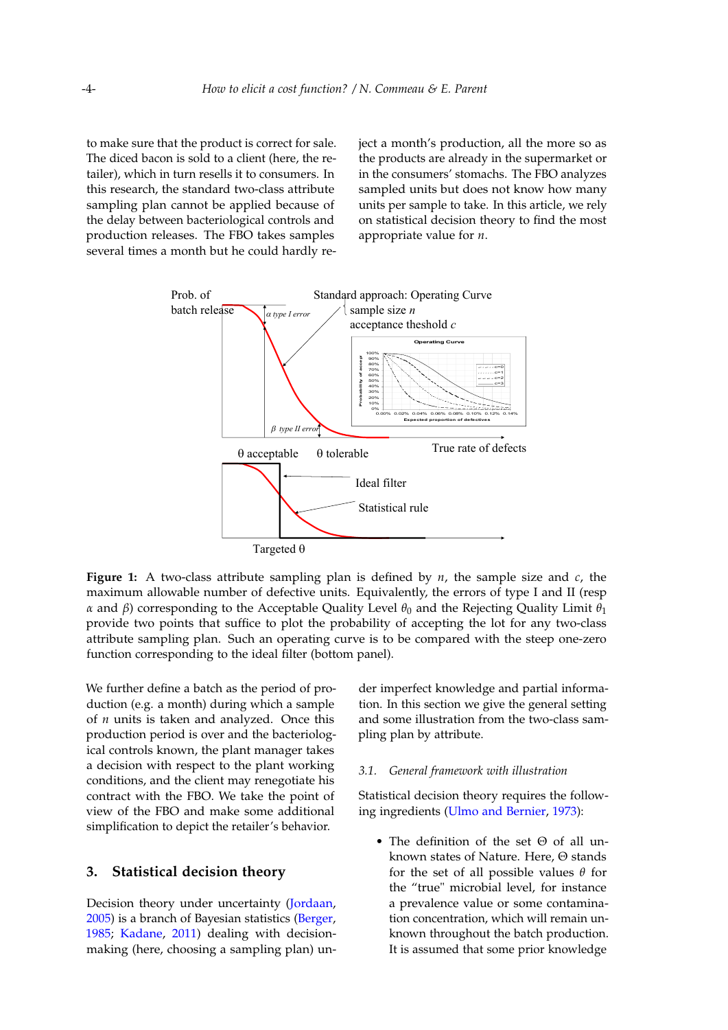to make sure that the product is correct for sale. The diced bacon is sold to a client (here, the retailer), which in turn resells it to consumers. In this research, the standard two-class attribute sampling plan cannot be applied because of the delay between bacteriological controls and production releases. The FBO takes samples several times a month but he could hardly reject a month's production, all the more so as the products are already in the supermarket or in the consumers' stomachs. The FBO analyzes sampled units but does not know how many units per sample to take. In this article, we rely on statistical decision theory to find the most appropriate value for $n$.

**Figure 1:** A two-class attribute sampling plan is defined by $n$, the sample size and $c$, the maximum allowable number of defective units. Equivalently, the errors of type I and II (resp $\alpha$ and $\beta$) corresponding to the Acceptable Quality Level $\theta_0$ and the Rejecting Quality Limit $\theta_1$ provide two points that suffice to plot the probability of accepting the lot for any two-class attribute sampling plan. Such an operating curve is to be compared with the steep one-zero function corresponding to the ideal filter (bottom panel).

We further define a batch as the period of production (e.g. a month) during which a sample of $n$ units is taken and analyzed. Once this production period is over and the bacteriological controls known, the plant manager takes a decision with respect to the plant working conditions, and the client may renegotiate his contract with the FBO. We take the point of view of the FBO and make some additional simplification to depict the retailer's behavior.

## 3. Statistical decision theory

Decision theory under uncertainty (Jordaan, 2005) is a branch of Bayesian statistics (Berger, 1985; Kadane, 2011) dealing with decision-making (here, choosing a sampling plan) under imperfect knowledge and partial information. In this section we give the general setting and some illustration from the two-class sampling plan by attribute.

### 3.1. *General framework with illustration*

Statistical decision theory requires the following ingredients (Ulmo and Bernier, 1973):

- The definition of the set $\Theta$ of all unknown states of Nature. Here, $\Theta$ stands for the set of all possible values $\theta$ for the "true" microbial level, for instance a prevalence value or some contamination concentration, which will remain unknown throughout the batch production. It is assumed that some prior knowledge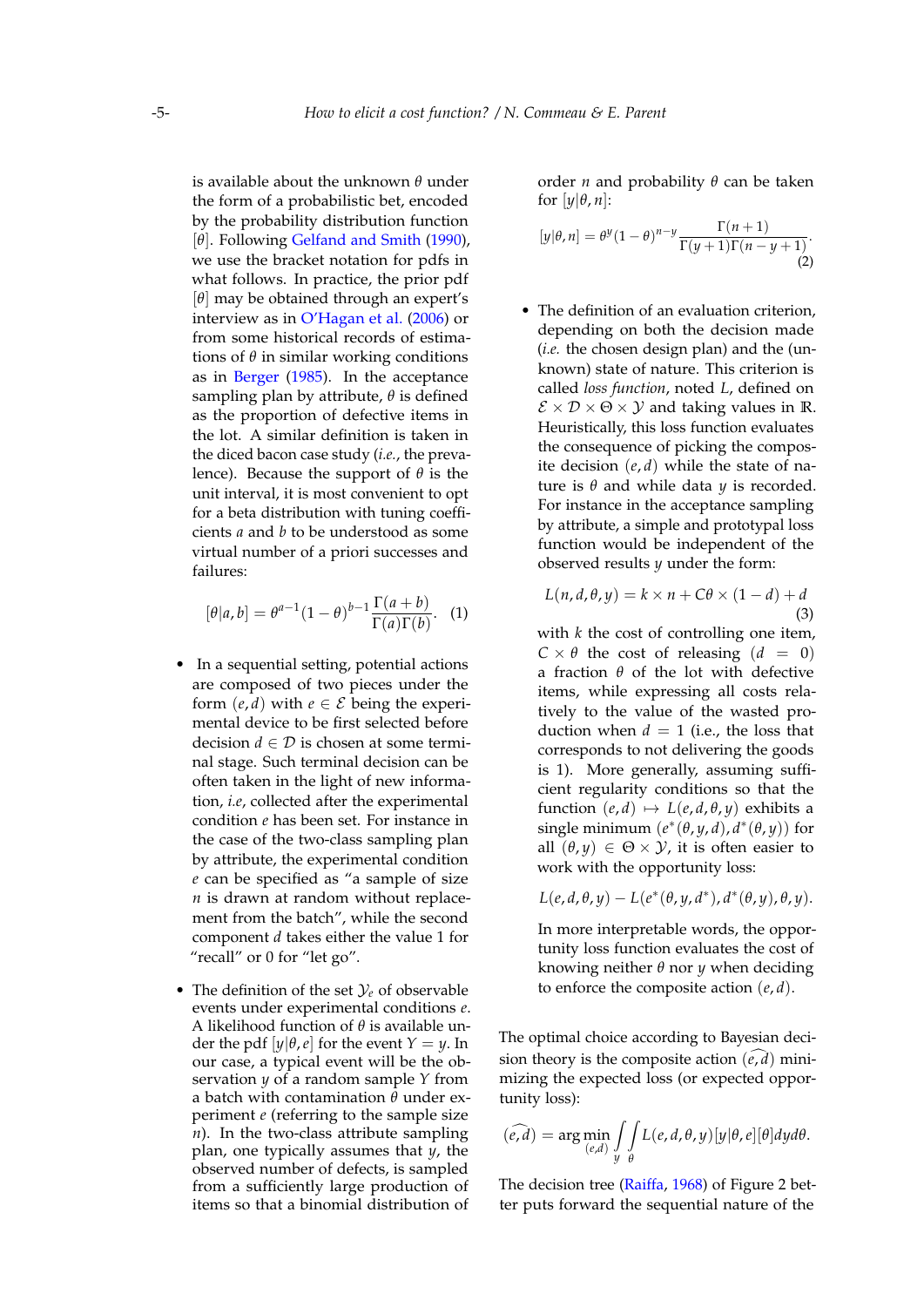is available about the unknown $\theta$ under the form of a probabilistic bet, encoded by the probability distribution function $[\theta]$. Following Gelfand and Smith (1990), we use the bracket notation for pdfs in what follows. In practice, the prior pdf $[\theta]$ may be obtained through an expert's interview as in O'Hagan et al. (2006) or from some historical records of estimations of $\theta$ in similar working conditions as in Berger (1985). In the acceptance sampling plan by attribute, $\theta$ is defined as the proportion of defective items in the lot. A similar definition is taken in the diced bacon case study (*i.e.*, the prevalence). Because the support of $\theta$ is the unit interval, it is most convenient to opt for a beta distribution with tuning coefficients $a$ and $b$ to be understood as some virtual number of a priori successes and failures:

$$[\theta|a,b] = \theta^{a-1}(1-\theta)^{b-1}\frac{\Gamma(a+b)}{\Gamma(a)\Gamma(b)}. \quad (1)$$

- In a sequential setting, potential actions are composed of two pieces under the form $(e,d)$ with $e \in \mathcal{E}$ being the experimental device to be first selected before decision $d \in \mathcal{D}$ is chosen at some terminal stage. Such terminal decision can be often taken in the light of new information, *i.e*, collected after the experimental condition $e$ has been set. For instance in the case of the two-class sampling plan by attribute, the experimental condition $e$ can be specified as "a sample of size $n$ is drawn at random without replacement from the batch", while the second component $d$ takes either the value 1 for "recall" or 0 for "let go".

- The definition of the set $\mathcal{Y}_e$ of observable events under experimental conditions $e$. A likelihood function of $\theta$ is available under the pdf $[y|\theta,e]$ for the event $Y = y$. In our case, a typical event will be the observation $y$ of a random sample $Y$ from a batch with contamination $\theta$ under experiment $e$ (referring to the sample size $n$). In the two-class attribute sampling plan, one typically assumes that $y$, the observed number of defects, is sampled from a sufficiently large production of items so that a binomial distribution of order $n$ and probability $\theta$ can be taken for $[y|\theta,n]$:

$$[y|\theta,n] = \theta^{y}(1-\theta)^{n-y}\frac{\Gamma(n+1)}{\Gamma(y+1)\Gamma(n-y+1)}. \quad (2)$$

- The definition of an evaluation criterion, depending on both the decision made (*i.e.* the chosen design plan) and the (unknown) state of nature. This criterion is called *loss function*, noted $L$, defined on $\mathcal{E} \times \mathcal{D} \times \Theta \times \mathcal{Y}$ and taking values in $\mathbb{R}$. Heuristically, this loss function evaluates the consequence of picking the composite decision $(e,d)$ while the state of nature is $\theta$ and while data $y$ is recorded. For instance in the acceptance sampling by attribute, a simple and prototypal loss function would be independent of the observed results $y$ under the form:

$$L(n,d,\theta,y) = k \times n + C\theta \times (1-d) + d \quad (3)$$

with $k$ the cost of controlling one item, $C \times \theta$ the cost of releasing $(d = 0)$ a fraction $\theta$ of the lot with defective items, while expressing all costs relatively to the value of the wasted production when $d = 1$ (i.e., the loss that corresponds to not delivering the goods is 1). More generally, assuming sufficient regularity conditions so that the function $(e,d) \mapsto L(e,d,\theta,y)$ exhibits a single minimum $(e^*(\theta,y,d), d^*(\theta,y))$ for all $(\theta,y) \in \Theta \times \mathcal{Y}$, it is often easier to work with the opportunity loss:

$$L(e,d,\theta,y) - L(e^*(\theta,y,d^*), d^*(\theta,y), \theta, y).$$

In more interpretable words, the opportunity loss function evaluates the cost of knowing neither $\theta$ nor $y$ when deciding to enforce the composite action $(e,d)$.

The optimal choice according to Bayesian decision theory is the composite action $\widehat{(e,d)}$ minimizing the expected loss (or expected opportunity loss):

$$\widehat{(e,d)} = \arg\min_{(e,d)} \int_y \int_\theta L(e,d,\theta,y)[y|\theta,e][\theta]dyd\theta.$$

The decision tree (Raiffa, 1968) of Figure 2 better puts forward the sequential nature of the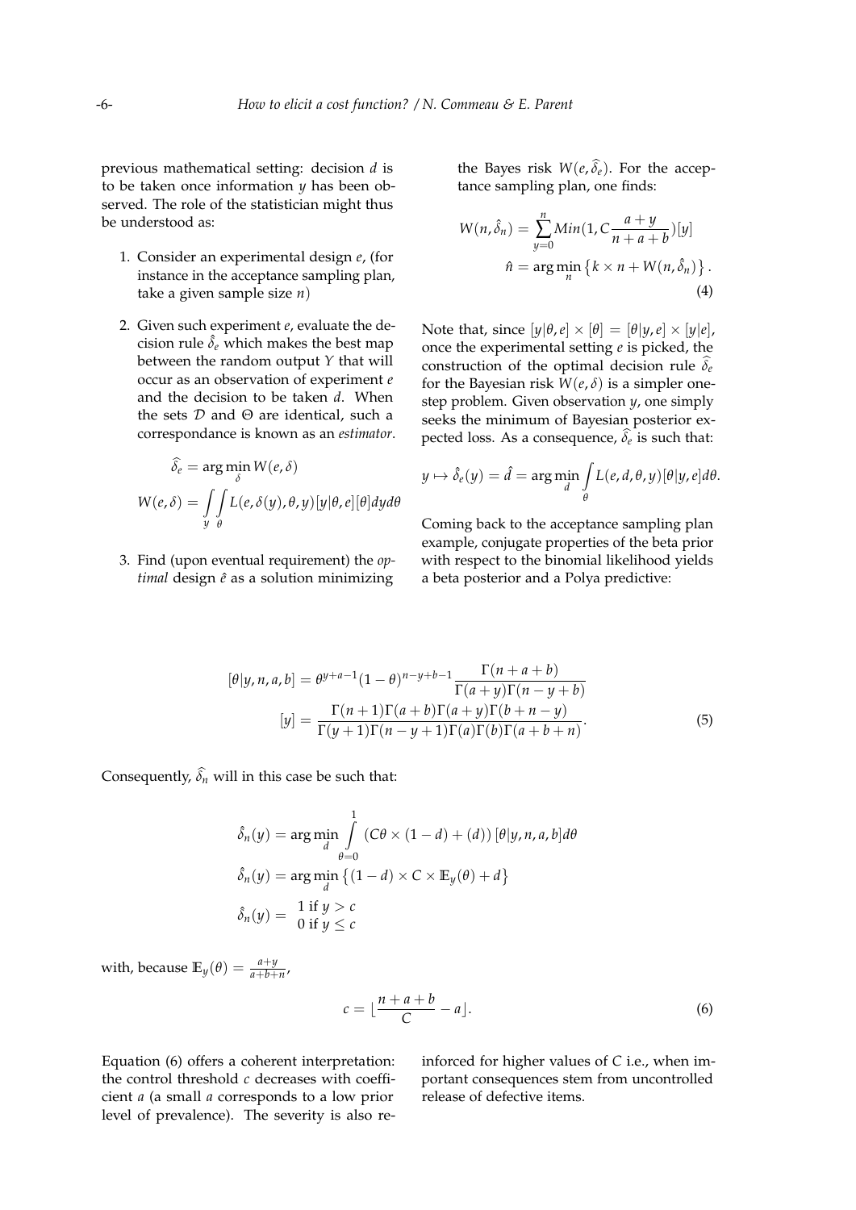previous mathematical setting: decision $d$ is to be taken once information $y$ has been observed. The role of the statistician might thus be understood as:

1. Consider an experimental design $e$, (for instance in the acceptance sampling plan, take a given sample size $n$)

2. Given such experiment $e$, evaluate the decision rule $\hat{\delta}_e$ which makes the best map between the random output $Y$ that will occur as an observation of experiment $e$ and the decision to be taken $d$. When the sets $\mathcal{D}$ and $\Theta$ are identical, such a correspondance is known as an *estimator*.

$$
\begin{aligned}
\widehat{\delta}_e &= \arg\min_{\delta} W(e, \delta) \\
W(e, \delta) &= \int_y \int_\theta L(e, \delta(y), \theta, y)[y|\theta, e][\theta] dy d\theta
\end{aligned}
$$

3. Find (upon eventual requirement) the *optimal* design $\hat{e}$ as a solution minimizing the Bayes risk $W(e, \widehat{\delta}_e)$. For the acceptance sampling plan, one finds:

$$
\begin{aligned}
W(n, \hat{\delta}_n) &= \sum_{y=0}^{n} Min(1, C\frac{a+y}{n+a+b})[y] \\
\hat{n} &= \arg\min_n \left\{ k \times n + W(n, \hat{\delta}_n) \right\}.
\end{aligned} \tag{4}
$$

Note that, since $[y|\theta, e] \times [\theta] = [\theta|y, e] \times [y|e]$, once the experimental setting $e$ is picked, the construction of the optimal decision rule $\widehat{\delta}_e$ for the Bayesian risk $W(e, \delta)$ is a simpler one-step problem. Given observation $y$, one simply seeks the minimum of Bayesian posterior expected loss. As a consequence, $\widehat{\delta}_e$ is such that:

$$
y \mapsto \hat{\delta}_e(y) = \hat{d} = \arg\min_d \int_\theta L(e, d, \theta, y)[\theta|y, e] d\theta.
$$

Coming back to the acceptance sampling plan example, conjugate properties of the beta prior with respect to the binomial likelihood yields a beta posterior and a Polya predictive:

$$
\begin{aligned}
[\theta|y, n, a, b] &= \theta^{y+a-1}(1-\theta)^{n-y+b-1}\frac{\Gamma(n+a+b)}{\Gamma(a+y)\Gamma(n-y+b)} \\
[y] &= \frac{\Gamma(n+1)\Gamma(a+b)\Gamma(a+y)\Gamma(b+n-y)}{\Gamma(y+1)\Gamma(n-y+1)\Gamma(a)\Gamma(b)\Gamma(a+b+n)}.
\end{aligned} \tag{5}
$$

Consequently, $\widehat{\delta}_n$ will in this case be such that:

$$
\begin{aligned}
\hat{\delta}_n(y) &= \arg\min_d \int_{\theta=0}^{1} \left(C\theta \times (1-d) + (d)\right)[\theta|y, n, a, b] d\theta \\
\hat{\delta}_n(y) &= \arg\min_d \left\{ (1-d) \times C \times \mathbb{E}_y(\theta) + d \right\} \\
\hat{\delta}_n(y) &= \begin{matrix} 1 \text{ if } y > c \\ 0 \text{ if } y \leq c \end{matrix}
\end{aligned}
$$

with, because $\mathbb{E}_y(\theta) = \frac{a+y}{a+b+n}$,

$$
c = \lfloor \frac{n+a+b}{C} - a \rfloor. \tag{6}
$$

Equation (6) offers a coherent interpretation: the control threshold $c$ decreases with coefficient $a$ (a small $a$ corresponds to a low prior level of prevalence). The severity is also reinforced for higher values of $C$ i.e., when important consequences stem from uncontrolled release of defective items.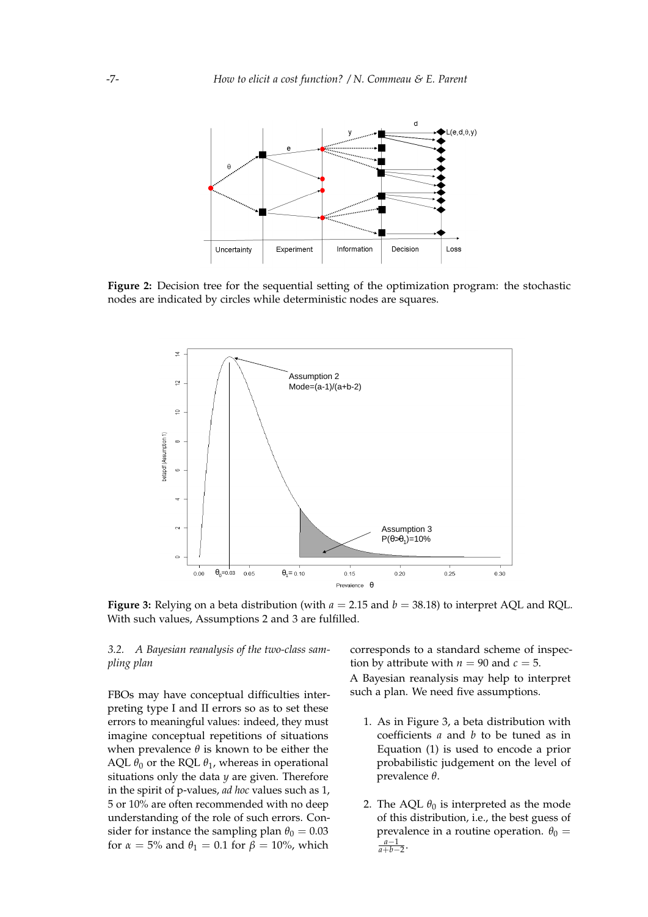**Figure 2:** Decision tree for the sequential setting of the optimization program: the stochastic nodes are indicated by circles while deterministic nodes are squares.

**Figure 3:** Relying on a beta distribution (with $a = 2.15$ and $b = 38.18$) to interpret AQL and RQL. With such values, Assumptions 2 and 3 are fulfilled.

### 3.2. A Bayesian reanalysis of the two-class sampling plan

FBOs may have conceptual difficulties interpreting type I and II errors so as to set these errors to meaningful values: indeed, they must imagine conceptual repetitions of situations when prevalence $\theta$ is known to be either the AQL $\theta_0$ or the RQL $\theta_1$, whereas in operational situations only the data $y$ are given. Therefore in the spirit of p-values, *ad hoc* values such as 1, 5 or 10% are often recommended with no deep understanding of the role of such errors. Consider for instance the sampling plan $\theta_0 = 0.03$ for $\alpha = 5\%$ and $\theta_1 = 0.1$ for $\beta = 10\%$, which corresponds to a standard scheme of inspection by attribute with $n = 90$ and $c = 5$.

A Bayesian reanalysis may help to interpret such a plan. We need five assumptions.

1. As in Figure 3, a beta distribution with coefficients $a$ and $b$ to be tuned as in Equation (1) is used to encode a prior probabilistic judgement on the level of prevalence $\theta$.

2. The AQL $\theta_0$ is interpreted as the mode of this distribution, i.e., the best guess of prevalence in a routine operation. $\theta_0 = \frac{a-1}{a+b-2}$.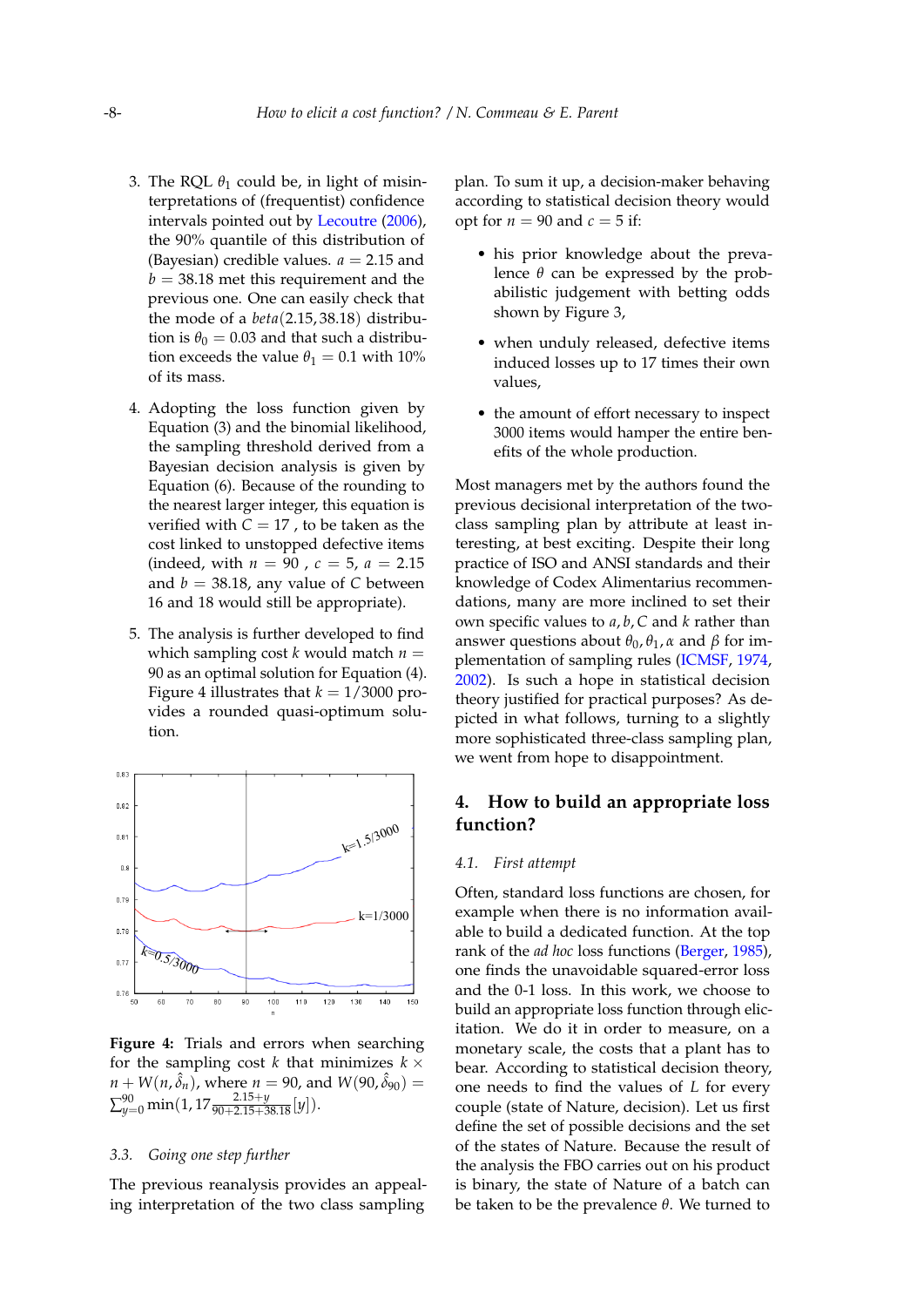3. The RQL $\theta_1$ could be, in light of misinterpretations of (frequentist) confidence intervals pointed out by Lecoutre (2006), the 90% quantile of this distribution of (Bayesian) credible values. $a = 2.15$ and $b = 38.18$ met this requirement and the previous one. One can easily check that the mode of a $beta(2.15, 38.18)$ distribution is $\theta_0 = 0.03$ and that such a distribution exceeds the value $\theta_1 = 0.1$ with 10% of its mass.

4. Adopting the loss function given by Equation (3) and the binomial likelihood, the sampling threshold derived from a Bayesian decision analysis is given by Equation (6). Because of the rounding to the nearest larger integer, this equation is verified with $C = 17$ , to be taken as the cost linked to unstopped defective items (indeed, with $n = 90$ , $c = 5$, $a = 2.15$ and $b = 38.18$, any value of $C$ between 16 and 18 would still be appropriate).

5. The analysis is further developed to find which sampling cost $k$ would match $n = 90$ as an optimal solution for Equation (4). Figure 4 illustrates that $k = 1/3000$ provides a rounded quasi-optimum solution.

**Figure 4:** Trials and errors when searching for the sampling cost $k$ that minimizes $k \times n + W(n, \hat{\delta}_n)$, where $n = 90$, and $W(90, \hat{\delta}_{90}) = \sum_{y=0}^{90} \min(1, 17 \frac{2.15+y}{90+2.15+38.18}[y])$.

### 3.3. Going one step further

The previous reanalysis provides an appealing interpretation of the two class sampling plan. To sum it up, a decision-maker behaving according to statistical decision theory would opt for $n = 90$ and $c = 5$ if:

- his prior knowledge about the prevalence $\theta$ can be expressed by the probabilistic judgement with betting odds shown by Figure 3,
- when unduly released, defective items induced losses up to 17 times their own values,
- the amount of effort necessary to inspect 3000 items would hamper the entire benefits of the whole production.

Most managers met by the authors found the previous decisional interpretation of the two-class sampling plan by attribute at least interesting, at best exciting. Despite their long practice of ISO and ANSI standards and their knowledge of Codex Alimentarius recommendations, many are more inclined to set their own specific values to $a, b, C$ and $k$ rather than answer questions about $\theta_0, \theta_1, \alpha$ and $\beta$ for implementation of sampling rules (ICMSF, 1974, 2002). Is such a hope in statistical decision theory justified for practical purposes? As depicted in what follows, turning to a slightly more sophisticated three-class sampling plan, we went from hope to disappointment.

## 4. How to build an appropriate loss function?

### 4.1. First attempt

Often, standard loss functions are chosen, for example when there is no information available to build a dedicated function. At the top rank of the *ad hoc* loss functions (Berger, 1985), one finds the unavoidable squared-error loss and the 0-1 loss. In this work, we choose to build an appropriate loss function through elicitation. We do it in order to measure, on a monetary scale, the costs that a plant has to bear. According to statistical decision theory, one needs to find the values of $L$ for every couple (state of Nature, decision). Let us first define the set of possible decisions and the set of the states of Nature. Because the result of the analysis the FBO carries out on his product is binary, the state of Nature of a batch can be taken to be the prevalence $\theta$. We turned to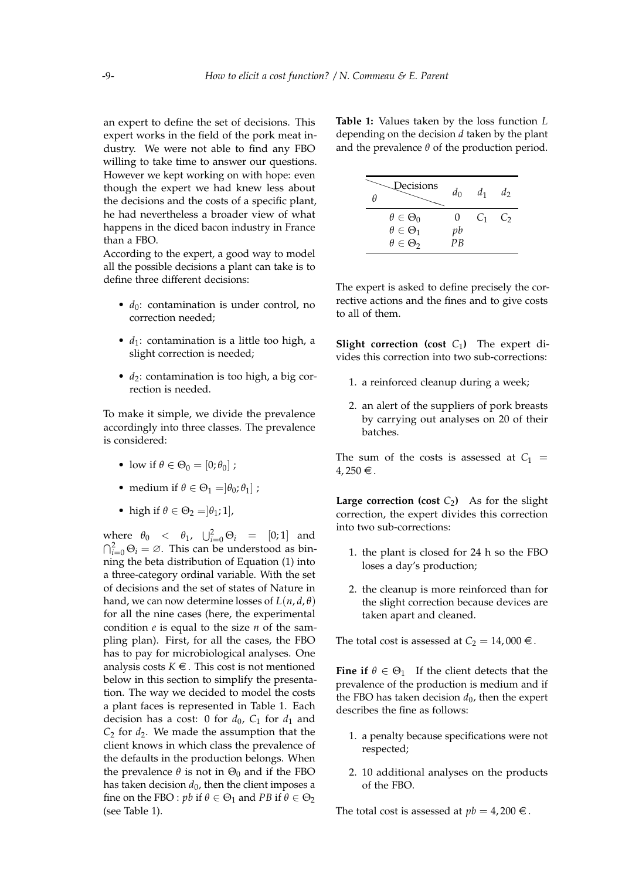an expert to define the set of decisions. This expert works in the field of the pork meat industry. We were not able to find any FBO willing to take time to answer our questions. However we kept working on with hope: even though the expert we had knew less about the decisions and the costs of a specific plant, he had nevertheless a broader view of what happens in the diced bacon industry in France than a FBO.

According to the expert, a good way to model all the possible decisions a plant can take is to define three different decisions:

- $d_0$: contamination is under control, no correction needed;
- $d_1$: contamination is a little too high, a slight correction is needed;
- $d_2$: contamination is too high, a big correction is needed.

To make it simple, we divide the prevalence accordingly into three classes. The prevalence is considered:

- low if $\theta \in \Theta_0 = [0; \theta_0]$ ;
- medium if $\theta \in \Theta_1 = ]\theta_0; \theta_1]$ ;
- high if $\theta \in \Theta_2 = ]\theta_1; 1]$,

where $\theta_0 < \theta_1$, $\bigcup_{i=0}^{2} \Theta_i = [0; 1]$ and $\bigcap_{i=0}^{2} \Theta_i = \varnothing$. This can be understood as binning the beta distribution of Equation (1) into a three-category ordinal variable. With the set of decisions and the set of states of Nature in hand, we can now determine losses of $L(n, d, \theta)$ for all the nine cases (here, the experimental condition $e$ is equal to the size $n$ of the sampling plan). First, for all the cases, the FBO has to pay for microbiological analyses. One analysis costs $K$ €. This cost is not mentioned below in this section to simplify the presentation. The way we decided to model the costs a plant faces is represented in Table 1. Each decision has a cost: 0 for $d_0$, $C_1$ for $d_1$ and $C_2$ for $d_2$. We made the assumption that the client knows in which class the prevalence of the defaults in the production belongs. When the prevalence $\theta$ is not in $\Theta_0$ and if the FBO has taken decision $d_0$, then the client imposes a fine on the FBO : $pb$ if $\theta \in \Theta_1$ and $PB$ if $\theta \in \Theta_2$ (see Table 1).

**Table 1:** Values taken by the loss function $L$ depending on the decision $d$ taken by the plant and the prevalence $\theta$ of the production period.

| $\theta$ \ Decisions | $d_0$ | $d_1$ | $d_2$ |
|---|---|---|---|
| $\theta \in \Theta_0$ | 0 | $C_1$ | $C_2$ |
| $\theta \in \Theta_1$ | $pb$ | | |
| $\theta \in \Theta_2$ | $PB$ | | |

The expert is asked to define precisely the corrective actions and the fines and to give costs to all of them.

**Slight correction (cost $C_1$)** The expert divides this correction into two sub-corrections:

1. a reinforced cleanup during a week;
2. an alert of the suppliers of pork breasts by carrying out analyses on 20 of their batches.

The sum of the costs is assessed at $C_1 = 4,250$ €.

**Large correction (cost $C_2$)** As for the slight correction, the expert divides this correction into two sub-corrections:

1. the plant is closed for 24 h so the FBO loses a day's production;
2. the cleanup is more reinforced than for the slight correction because devices are taken apart and cleaned.

The total cost is assessed at $C_2 = 14,000$ €.

**Fine if $\theta \in \Theta_1$** If the client detects that the prevalence of the production is medium and if the FBO has taken decision $d_0$, then the expert describes the fine as follows:

1. a penalty because specifications were not respected;
2. 10 additional analyses on the products of the FBO.

The total cost is assessed at $pb = 4,200$ €.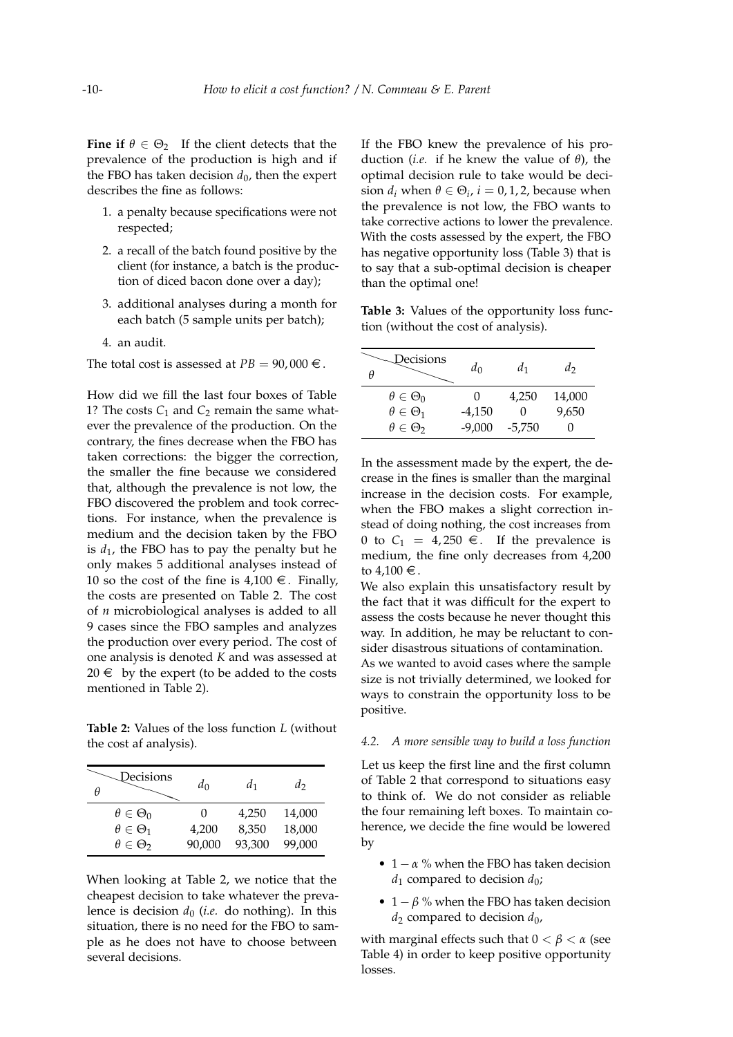**Fine if $\theta \in \Theta_2$** If the client detects that the prevalence of the production is high and if the FBO has taken decision $d_0$, then the expert describes the fine as follows:

1. a penalty because specifications were not respected;
2. a recall of the batch found positive by the client (for instance, a batch is the production of diced bacon done over a day);
3. additional analyses during a month for each batch (5 sample units per batch);
4. an audit.

The total cost is assessed at $PB = 90,000$ €.

How did we fill the last four boxes of Table 1? The costs $C_1$ and $C_2$ remain the same whatever the prevalence of the production. On the contrary, the fines decrease when the FBO has taken corrections: the bigger the correction, the smaller the fine because we considered that, although the prevalence is not low, the FBO discovered the problem and took corrections. For instance, when the prevalence is medium and the decision taken by the FBO is $d_1$, the FBO has to pay the penalty but he only makes 5 additional analyses instead of 10 so the cost of the fine is 4,100 €. Finally, the costs are presented on Table 2. The cost of $n$ microbiological analyses is added to all 9 cases since the FBO samples and analyzes the production over every period. The cost of one analysis is denoted $K$ and was assessed at 20 € by the expert (to be added to the costs mentioned in Table 2).

**Table 2:** Values of the loss function $L$ (without the cost af analysis).

| $\theta$ \ Decisions | $d_0$ | $d_1$ | $d_2$ |
|---|---|---|---|
| $\theta \in \Theta_0$ | 0 | 4,250 | 14,000 |
| $\theta \in \Theta_1$ | 4,200 | 8,350 | 18,000 |
| $\theta \in \Theta_2$ | 90,000 | 93,300 | 99,000 |

When looking at Table 2, we notice that the cheapest decision to take whatever the prevalence is decision $d_0$ (*i.e.* do nothing). In this situation, there is no need for the FBO to sample as he does not have to choose between several decisions.

If the FBO knew the prevalence of his production (*i.e.* if he knew the value of $\theta$), the optimal decision rule to take would be decision $d_i$ when $\theta \in \Theta_i$, $i = 0, 1, 2$, because when the prevalence is not low, the FBO wants to take corrective actions to lower the prevalence. With the costs assessed by the expert, the FBO has negative opportunity loss (Table 3) that is to say that a sub-optimal decision is cheaper than the optimal one!

**Table 3:** Values of the opportunity loss function (without the cost of analysis).

| $\theta$ \ Decisions | $d_0$ | $d_1$ | $d_2$ |
|---|---|---|---|
| $\theta \in \Theta_0$ | 0 | 4,250 | 14,000 |
| $\theta \in \Theta_1$ | -4,150 | 0 | 9,650 |
| $\theta \in \Theta_2$ | -9,000 | -5,750 | 0 |

In the assessment made by the expert, the decrease in the fines is smaller than the marginal increase in the decision costs. For example, when the FBO makes a slight correction instead of doing nothing, the cost increases from 0 to $C_1 = 4,250$ €. If the prevalence is medium, the fine only decreases from 4,200 to 4,100 €.

We also explain this unsatisfactory result by the fact that it was difficult for the expert to assess the costs because he never thought this way. In addition, he may be reluctant to consider disastrous situations of contamination.

As we wanted to avoid cases where the sample size is not trivially determined, we looked for ways to constrain the opportunity loss to be positive.

### 4.2. A more sensible way to build a loss function

Let us keep the first line and the first column of Table 2 that correspond to situations easy to think of. We do not consider as reliable the four remaining left boxes. To maintain coherence, we decide the fine would be lowered by

- $1 - \alpha$ % when the FBO has taken decision $d_1$ compared to decision $d_0$;
- $1 - \beta$ % when the FBO has taken decision $d_2$ compared to decision $d_0$,

with marginal effects such that $0 < \beta < \alpha$ (see Table 4) in order to keep positive opportunity losses.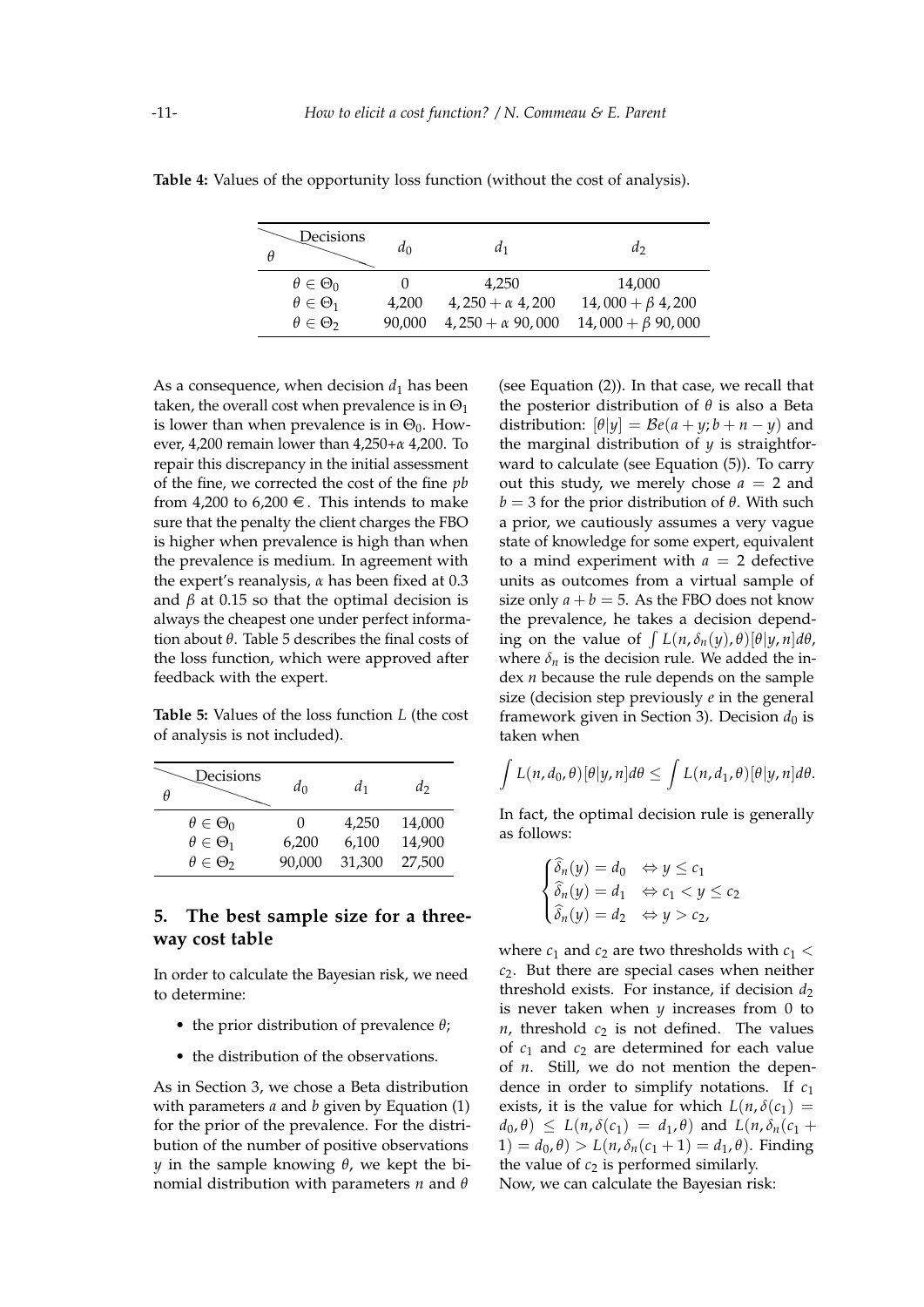**Table 4:** Values of the opportunity loss function (without the cost of analysis).

| Decisions / $\theta$ | $d_0$ | $d_1$ | $d_2$ |
|---|---|---|---|
| $\theta \in \Theta_0$ | 0 | 4,250 | 14,000 |
| $\theta \in \Theta_1$ | 4,200 | $4,250 + \alpha\ 4,200$ | $14,000 + \beta\ 4,200$ |
| $\theta \in \Theta_2$ | 90,000 | $4,250 + \alpha\ 90,000$ | $14,000 + \beta\ 90,000$ |

As a consequence, when decision $d_1$ has been taken, the overall cost when prevalence is in $\Theta_1$ is lower than when prevalence is in $\Theta_0$. However, 4,200 remain lower than 4,250+$\alpha$ 4,200. To repair this discrepancy in the initial assessment of the fine, we corrected the cost of the fine *pb* from 4,200 to 6,200 €. This intends to make sure that the penalty the client charges the FBO is higher when prevalence is high than when the prevalence is medium. In agreement with the expert's reanalysis, $\alpha$ has been fixed at 0.3 and $\beta$ at 0.15 so that the optimal decision is always the cheapest one under perfect information about $\theta$. Table 5 describes the final costs of the loss function, which were approved after feedback with the expert.

**Table 5:** Values of the loss function $L$ (the cost of analysis is not included).

| Decisions / $\theta$ | $d_0$ | $d_1$ | $d_2$ |
|---|---|---|---|
| $\theta \in \Theta_0$ | 0 | 4,250 | 14,000 |
| $\theta \in \Theta_1$ | 6,200 | 6,100 | 14,900 |
| $\theta \in \Theta_2$ | 90,000 | 31,300 | 27,500 |

## 5. The best sample size for a three-way cost table

In order to calculate the Bayesian risk, we need to determine:

- the prior distribution of prevalence $\theta$;
- the distribution of the observations.

As in Section 3, we chose a Beta distribution with parameters $a$ and $b$ given by Equation (1) for the prior of the prevalence. For the distribution of the number of positive observations $y$ in the sample knowing $\theta$, we kept the binomial distribution with parameters $n$ and $\theta$ (see Equation (2)). In that case, we recall that the posterior distribution of $\theta$ is also a Beta distribution: $[\theta|y] = \mathcal{B}e(a + y; b + n - y)$ and the marginal distribution of $y$ is straightforward to calculate (see Equation (5)). To carry out this study, we merely chose $a = 2$ and $b = 3$ for the prior distribution of $\theta$. With such a prior, we cautiously assumes a very vague state of knowledge for some expert, equivalent to a mind experiment with $a = 2$ defective units as outcomes from a virtual sample of size only $a + b = 5$. As the FBO does not know the prevalence, he takes a decision depending on the value of $\int L(n, \delta_n(y), \theta)[\theta|y, n]d\theta$, where $\delta_n$ is the decision rule. We added the index $n$ because the rule depends on the sample size (decision step previously $e$ in the general framework given in Section 3). Decision $d_0$ is taken when

$$\int L(n, d_0, \theta)[\theta|y, n]d\theta \leq \int L(n, d_1, \theta)[\theta|y, n]d\theta.$$

In fact, the optimal decision rule is generally as follows:

$$\begin{cases} \widehat{\delta}_n(y) = d_0 & \Leftrightarrow y \leq c_1 \\ \widehat{\delta}_n(y) = d_1 & \Leftrightarrow c_1 < y \leq c_2 \\ \widehat{\delta}_n(y) = d_2 & \Leftrightarrow y > c_2, \end{cases}$$

where $c_1$ and $c_2$ are two thresholds with $c_1 < c_2$. But there are special cases when neither threshold exists. For instance, if decision $d_2$ is never taken when $y$ increases from 0 to $n$, threshold $c_2$ is not defined. The values of $c_1$ and $c_2$ are determined for each value of $n$. Still, we do not mention the dependence in order to simplify notations. If $c_1$ exists, it is the value for which $L(n, \delta(c_1) = d_0, \theta) \leq L(n, \delta(c_1) = d_1, \theta)$ and $L(n, \delta_n(c_1 + 1) = d_0, \theta) > L(n, \delta_n(c_1 + 1) = d_1, \theta)$. Finding the value of $c_2$ is performed similarly.

Now, we can calculate the Bayesian risk: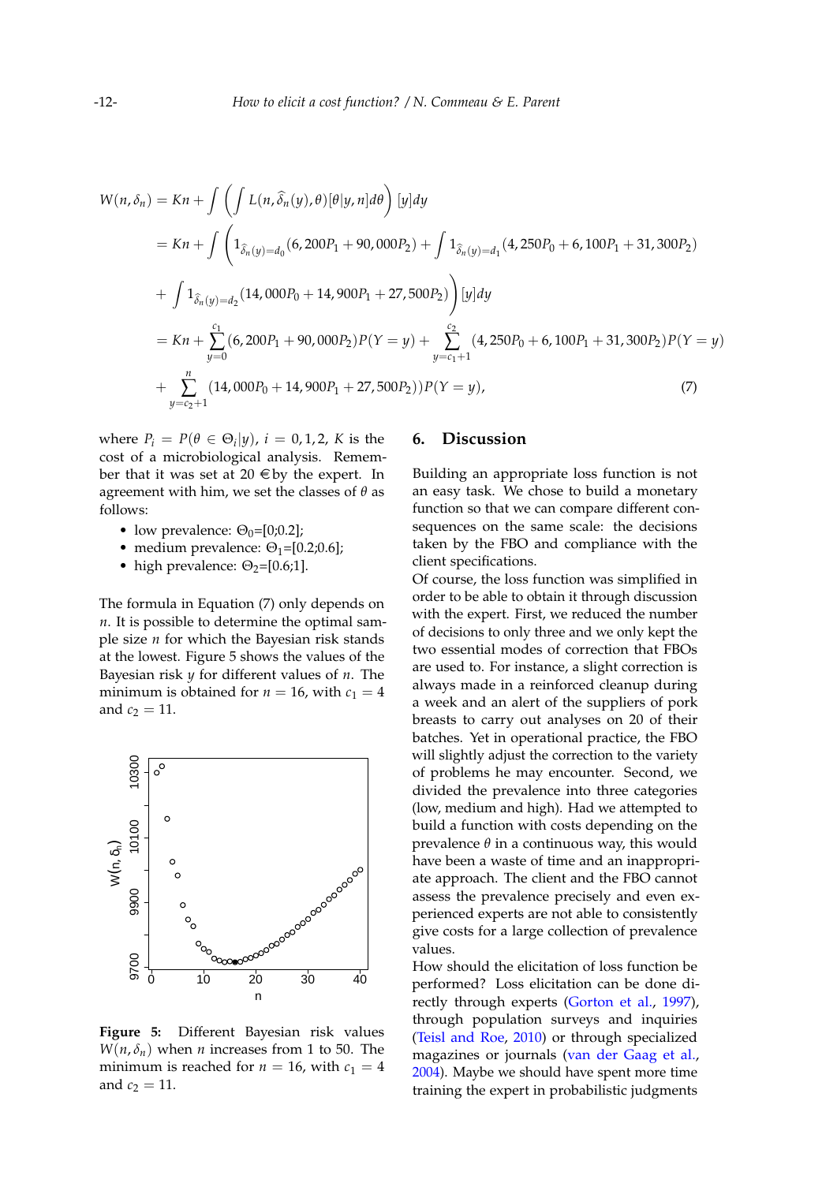$$
\begin{aligned}
W(n,\delta_n) &= Kn + \int \left( \int L(n, \widehat{\delta}_n(y), \theta)[\theta|y,n]d\theta \right) [y]dy \\
&= Kn + \int \left( 1_{\widehat{\delta}_n(y)=d_0}(6,200P_1 + 90,000P_2) + \int 1_{\widehat{\delta}_n(y)=d_1}(4,250P_0 + 6,100P_1 + 31,300P_2) \right. \\
&\quad \left. + \int 1_{\widehat{\delta}_n(y)=d_2}(14,000P_0 + 14,900P_1 + 27,500P_2) \right) [y]dy \\
&= Kn + \sum_{y=0}^{c_1}(6,200P_1 + 90,000P_2)P(Y=y) + \sum_{y=c_1+1}^{c_2}(4,250P_0 + 6,100P_1 + 31,300P_2)P(Y=y) \\
&\quad + \sum_{y=c_2+1}^{n}(14,000P_0 + 14,900P_1 + 27,500P_2))P(Y=y), \qquad (7)
\end{aligned}
$$

where $P_i = P(\theta \in \Theta_i|y)$, $i = 0,1,2$, $K$ is the cost of a microbiological analysis. Remember that it was set at 20 € by the expert. In agreement with him, we set the classes of $\theta$ as follows:

- low prevalence: $\Theta_0$=[0;0.2];
- medium prevalence: $\Theta_1$=[0.2;0.6];
- high prevalence: $\Theta_2$=[0.6;1].

The formula in Equation (7) only depends on $n$. It is possible to determine the optimal sample size $n$ for which the Bayesian risk stands at the lowest. Figure 5 shows the values of the Bayesian risk $y$ for different values of $n$. The minimum is obtained for $n = 16$, with $c_1 = 4$ and $c_2 = 11$.

**Figure 5:** Different Bayesian risk values $W(n,\delta_n)$ when $n$ increases from 1 to 50. The minimum is reached for $n = 16$, with $c_1 = 4$ and $c_2 = 11$.

## 6. Discussion

Building an appropriate loss function is not an easy task. We chose to build a monetary function so that we can compare different consequences on the same scale: the decisions taken by the FBO and compliance with the client specifications.

Of course, the loss function was simplified in order to be able to obtain it through discussion with the expert. First, we reduced the number of decisions to only three and we only kept the two essential modes of correction that FBOs are used to. For instance, a slight correction is always made in a reinforced cleanup during a week and an alert of the suppliers of pork breasts to carry out analyses on 20 of their batches. Yet in operational practice, the FBO will slightly adjust the correction to the variety of problems he may encounter. Second, we divided the prevalence into three categories (low, medium and high). Had we attempted to build a function with costs depending on the prevalence $\theta$ in a continuous way, this would have been a waste of time and an inappropriate approach. The client and the FBO cannot assess the prevalence precisely and even experienced experts are not able to consistently give costs for a large collection of prevalence values.

How should the elicitation of loss function be performed? Loss elicitation can be done directly through experts (Gorton et al., 1997), through population surveys and inquiries (Teisl and Roe, 2010) or through specialized magazines or journals (van der Gaag et al., 2004). Maybe we should have spent more time training the expert in probabilistic judgments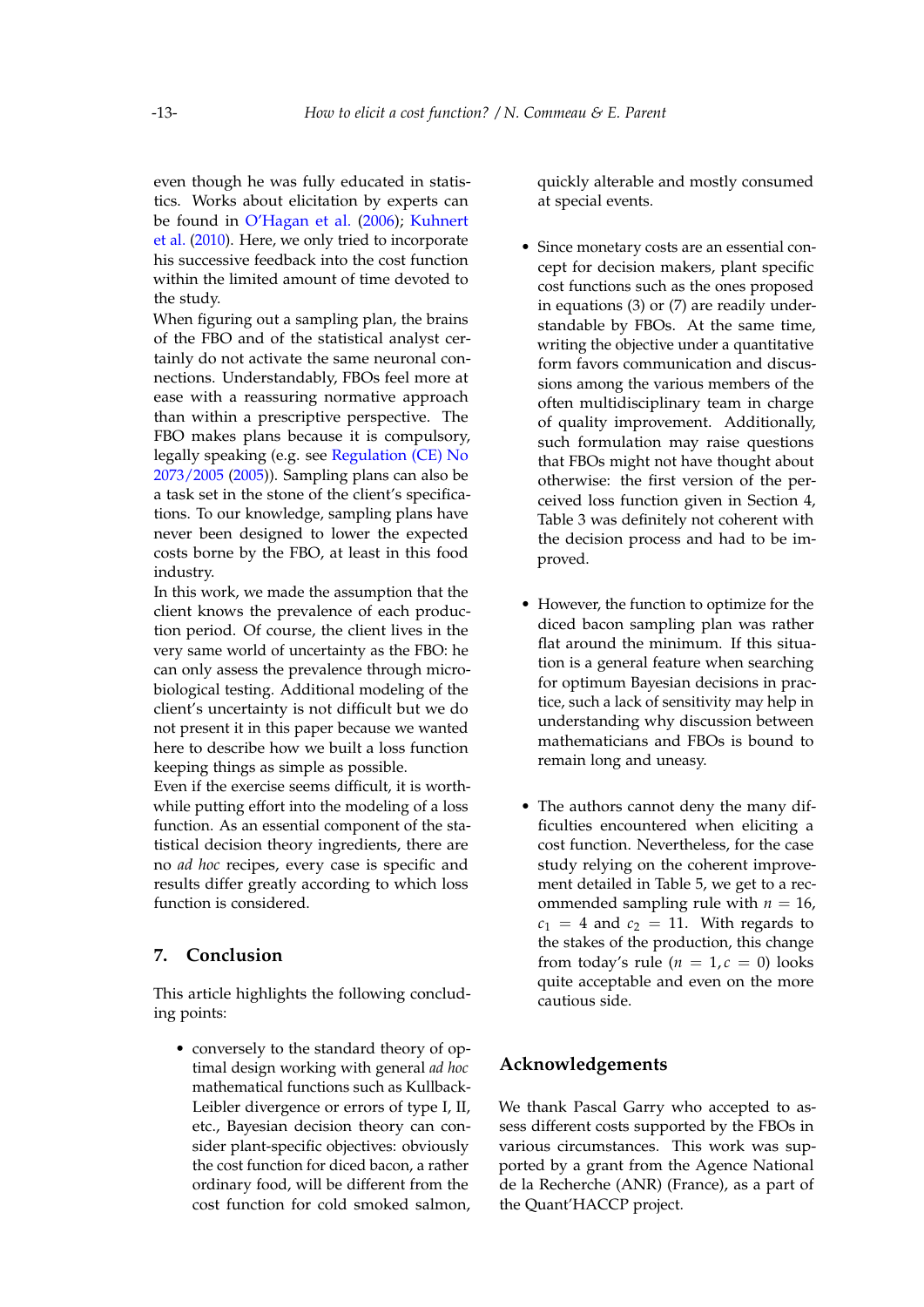even though he was fully educated in statistics. Works about elicitation by experts can be found in O'Hagan et al. (2006); Kuhnert et al. (2010). Here, we only tried to incorporate his successive feedback into the cost function within the limited amount of time devoted to the study.

When figuring out a sampling plan, the brains of the FBO and of the statistical analyst certainly do not activate the same neuronal connections. Understandably, FBOs feel more at ease with a reassuring normative approach than within a prescriptive perspective. The FBO makes plans because it is compulsory, legally speaking (e.g. see Regulation (CE) No 2073/2005 (2005)). Sampling plans can also be a task set in the stone of the client's specifications. To our knowledge, sampling plans have never been designed to lower the expected costs borne by the FBO, at least in this food industry.

In this work, we made the assumption that the client knows the prevalence of each production period. Of course, the client lives in the very same world of uncertainty as the FBO: he can only assess the prevalence through microbiological testing. Additional modeling of the client's uncertainty is not difficult but we do not present it in this paper because we wanted here to describe how we built a loss function keeping things as simple as possible.

Even if the exercise seems difficult, it is worthwhile putting effort into the modeling of a loss function. As an essential component of the statistical decision theory ingredients, there are no *ad hoc* recipes, every case is specific and results differ greatly according to which loss function is considered.

## 7. Conclusion

This article highlights the following concluding points:

- conversely to the standard theory of optimal design working with general *ad hoc* mathematical functions such as Kullback-Leibler divergence or errors of type I, II, etc., Bayesian decision theory can consider plant-specific objectives: obviously the cost function for diced bacon, a rather ordinary food, will be different from the cost function for cold smoked salmon, quickly alterable and mostly consumed at special events.

- Since monetary costs are an essential concept for decision makers, plant specific cost functions such as the ones proposed in equations (3) or (7) are readily understandable by FBOs. At the same time, writing the objective under a quantitative form favors communication and discussions among the various members of the often multidisciplinary team in charge of quality improvement. Additionally, such formulation may raise questions that FBOs might not have thought about otherwise: the first version of the perceived loss function given in Section 4, Table 3 was definitely not coherent with the decision process and had to be improved.

- However, the function to optimize for the diced bacon sampling plan was rather flat around the minimum. If this situation is a general feature when searching for optimum Bayesian decisions in practice, such a lack of sensitivity may help in understanding why discussion between mathematicians and FBOs is bound to remain long and uneasy.

- The authors cannot deny the many difficulties encountered when eliciting a cost function. Nevertheless, for the case study relying on the coherent improvement detailed in Table 5, we get to a recommended sampling rule with $n = 16$, $c_1 = 4$ and $c_2 = 11$. With regards to the stakes of the production, this change from today's rule ($n = 1, c = 0$) looks quite acceptable and even on the more cautious side.

## Acknowledgements

We thank Pascal Garry who accepted to assess different costs supported by the FBOs in various circumstances. This work was supported by a grant from the Agence National de la Recherche (ANR) (France), as a part of the Quant'HACCP project.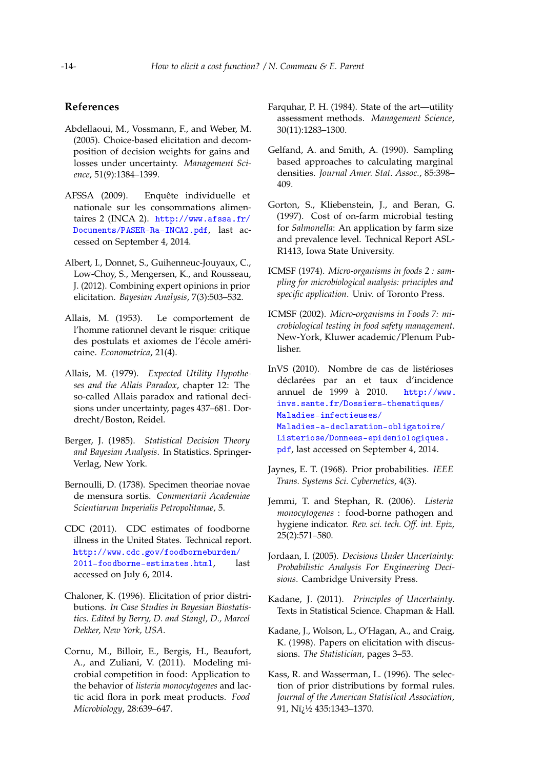## References

Abdellaoui, M., Vossmann, F., and Weber, M. (2005). Choice-based elicitation and decomposition of decision weights for gains and losses under uncertainty. *Management Science*, 51(9):1384–1399.

AFSSA (2009). Enquête individuelle et nationale sur les consommations alimentaires 2 (INCA 2). http://www.afssa.fr/Documents/PASER-Ra-INCA2.pdf, last accessed on September 4, 2014.

Albert, I., Donnet, S., Guihenneuc-Jouyaux, C., Low-Choy, S., Mengersen, K., and Rousseau, J. (2012). Combining expert opinions in prior elicitation. *Bayesian Analysis*, 7(3):503–532.

Allais, M. (1953). Le comportement de l'homme rationnel devant le risque: critique des postulats et axiomes de l'école américaine. *Econometrica*, 21(4).

Allais, M. (1979). *Expected Utility Hypotheses and the Allais Paradox*, chapter 12: The so-called Allais paradox and rational decisions under uncertainty, pages 437–681. Dordrecht/Boston, Reidel.

Berger, J. (1985). *Statistical Decision Theory and Bayesian Analysis*. In Statistics. Springer-Verlag, New York.

Bernoulli, D. (1738). Specimen theoriae novae de mensura sortis. *Commentarii Academiae Scientiarum Imperialis Petropolitanae*, 5.

CDC (2011). CDC estimates of foodborne illness in the United States. Technical report. http://www.cdc.gov/foodborneburden/2011-foodborne-estimates.html, last accessed on July 6, 2014.

Chaloner, K. (1996). Elicitation of prior distributions. *In Case Studies in Bayesian Biostatistics. Edited by Berry, D. and Stangl, D., Marcel Dekker, New York, USA*.

Cornu, M., Billoir, E., Bergis, H., Beaufort, A., and Zuliani, V. (2011). Modeling microbial competition in food: Application to the behavior of *listeria monocytogenes* and lactic acid flora in pork meat products. *Food Microbiology*, 28:639–647.

Farquhar, P. H. (1984). State of the art—utility assessment methods. *Management Science*, 30(11):1283–1300.

Gelfand, A. and Smith, A. (1990). Sampling based approaches to calculating marginal densities. *Journal Amer. Stat. Assoc.*, 85:398–409.

Gorton, S., Kliebenstein, J., and Beran, G. (1997). Cost of on-farm microbial testing for *Salmonella*: An application by farm size and prevalence level. Technical Report ASL-R1413, Iowa State University.

ICMSF (1974). *Micro-organisms in foods 2 : sampling for microbiological analysis: principles and specific application*. Univ. of Toronto Press.

ICMSF (2002). *Micro-organisms in Foods 7: microbiological testing in food safety management*. New-York, Kluwer academic/Plenum Publisher.

InVS (2010). Nombre de cas de listérioses déclarées par an et taux d'incidence annuel de 1999 à 2010. http://www.invs.sante.fr/Dossiers-thematiques/Maladies-infectieuses/Maladies-a-declaration-obligatoire/Listeriose/Donnees-epidemiologiques.pdf, last accessed on September 4, 2014.

Jaynes, E. T. (1968). Prior probabilities. *IEEE Trans. Systems Sci. Cybernetics*, 4(3).

Jemmi, T. and Stephan, R. (2006). *Listeria monocytogenes* : food-borne pathogen and hygiene indicator. *Rev. sci. tech. Off. int. Epiz*, 25(2):571–580.

Jordaan, I. (2005). *Decisions Under Uncertainty: Probabilistic Analysis For Engineering Decisions*. Cambridge University Press.

Kadane, J. (2011). *Principles of Uncertainty*. Texts in Statistical Science. Chapman & Hall.

Kadane, J., Wolson, L., O'Hagan, A., and Craig, K. (1998). Papers on elicitation with discussions. *The Statistician*, pages 3–53.

Kass, R. and Wasserman, L. (1996). The selection of prior distributions by formal rules. *Journal of the American Statistical Association*, 91, Nï¿½ 435:1343–1370.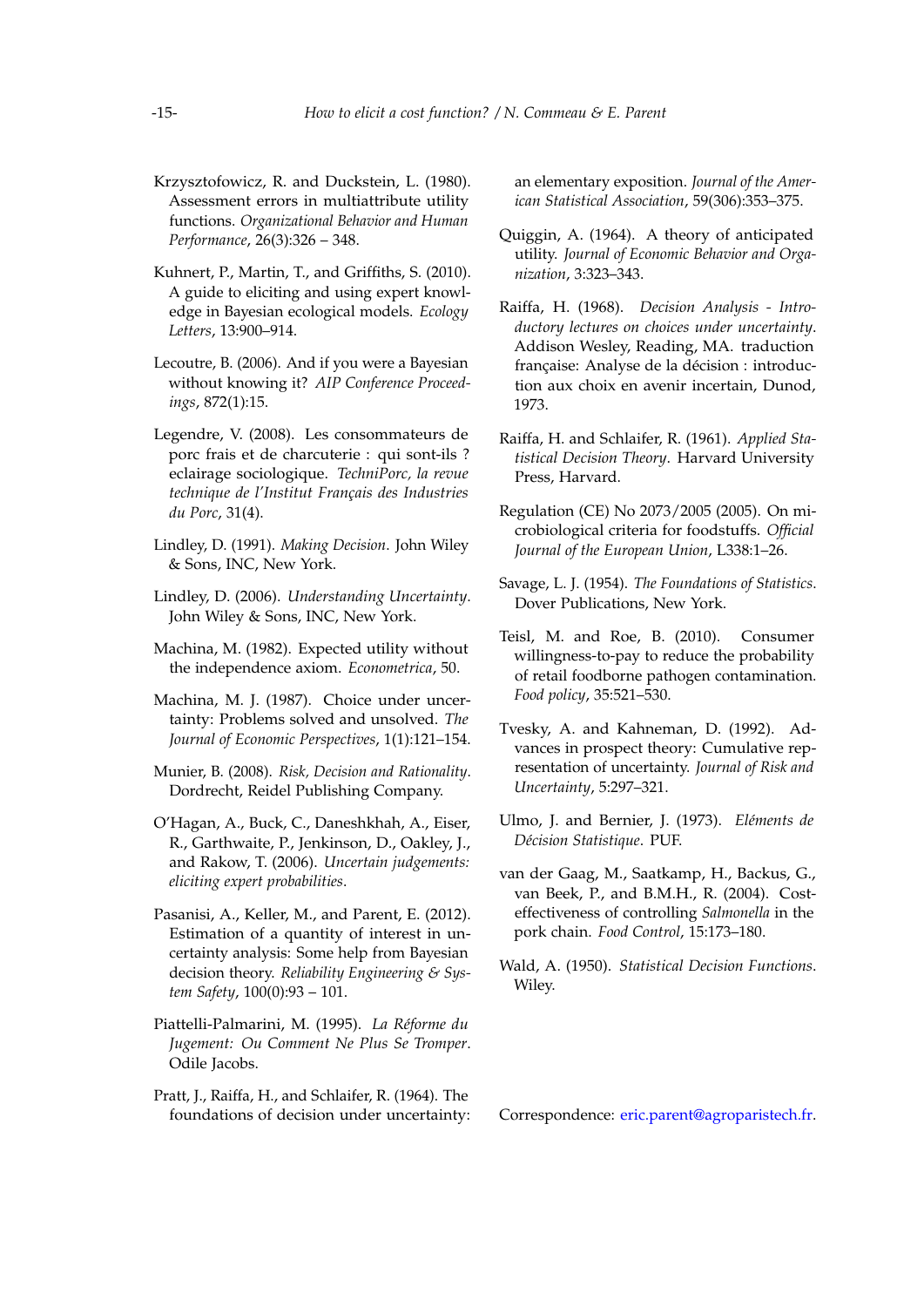Krzysztofowicz, R. and Duckstein, L. (1980). Assessment errors in multiattribute utility functions. *Organizational Behavior and Human Performance*, 26(3):326 – 348.

Kuhnert, P., Martin, T., and Griffiths, S. (2010). A guide to eliciting and using expert knowledge in Bayesian ecological models. *Ecology Letters*, 13:900–914.

Lecoutre, B. (2006). And if you were a Bayesian without knowing it? *AIP Conference Proceedings*, 872(1):15.

Legendre, V. (2008). Les consommateurs de porc frais et de charcuterie : qui sont-ils ? eclairage sociologique. *TechniPorc, la revue technique de l'Institut Français des Industries du Porc*, 31(4).

Lindley, D. (1991). *Making Decision*. John Wiley & Sons, INC, New York.

Lindley, D. (2006). *Understanding Uncertainty*. John Wiley & Sons, INC, New York.

Machina, M. (1982). Expected utility without the independence axiom. *Econometrica*, 50.

Machina, M. J. (1987). Choice under uncertainty: Problems solved and unsolved. *The Journal of Economic Perspectives*, 1(1):121–154.

Munier, B. (2008). *Risk, Decision and Rationality*. Dordrecht, Reidel Publishing Company.

O'Hagan, A., Buck, C., Daneshkhah, A., Eiser, R., Garthwaite, P., Jenkinson, D., Oakley, J., and Rakow, T. (2006). *Uncertain judgements: eliciting expert probabilities*.

Pasanisi, A., Keller, M., and Parent, E. (2012). Estimation of a quantity of interest in uncertainty analysis: Some help from Bayesian decision theory. *Reliability Engineering & System Safety*, 100(0):93 – 101.

Piattelli-Palmarini, M. (1995). *La Réforme du Jugement: Ou Comment Ne Plus Se Tromper*. Odile Jacobs.

Pratt, J., Raiffa, H., and Schlaifer, R. (1964). The foundations of decision under uncertainty: an elementary exposition. *Journal of the American Statistical Association*, 59(306):353–375.

Quiggin, A. (1964). A theory of anticipated utility. *Journal of Economic Behavior and Organization*, 3:323–343.

Raiffa, H. (1968). *Decision Analysis - Introductory lectures on choices under uncertainty*. Addison Wesley, Reading, MA. traduction française: Analyse de la décision : introduction aux choix en avenir incertain, Dunod, 1973.

Raiffa, H. and Schlaifer, R. (1961). *Applied Statistical Decision Theory*. Harvard University Press, Harvard.

Regulation (CE) No 2073/2005 (2005). On microbiological criteria for foodstuffs. *Official Journal of the European Union*, L338:1–26.

Savage, L. J. (1954). *The Foundations of Statistics*. Dover Publications, New York.

Teisl, M. and Roe, B. (2010). Consumer willingness-to-pay to reduce the probability of retail foodborne pathogen contamination. *Food policy*, 35:521–530.

Tvesky, A. and Kahneman, D. (1992). Advances in prospect theory: Cumulative representation of uncertainty. *Journal of Risk and Uncertainty*, 5:297–321.

Ulmo, J. and Bernier, J. (1973). *Eléments de Décision Statistique*. PUF.

van der Gaag, M., Saatkamp, H., Backus, G., van Beek, P., and B.M.H., R. (2004). Cost-effectiveness of controlling *Salmonella* in the pork chain. *Food Control*, 15:173–180.

Wald, A. (1950). *Statistical Decision Functions*. Wiley.

Correspondence: eric.parent@agroparistech.fr.